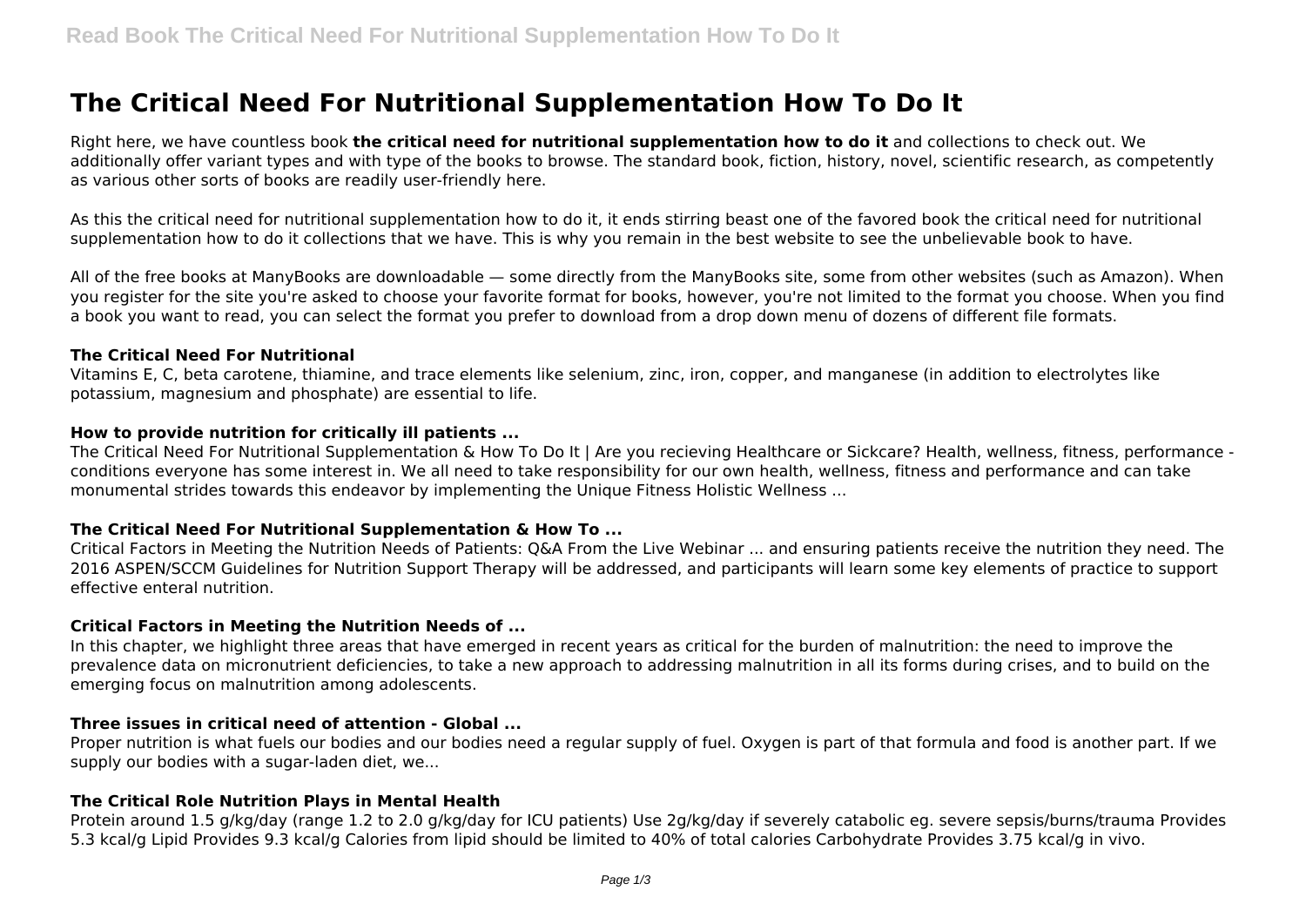# The Critical Need For Nutritional Supplementation How To Do It

Right here, we have countless book **the critical need for nutritional supplementation how to do it** and collections to check out. We additionally offer variant types and with type of the books to browse. The standard book, fiction, history, novel, scientific research, as competently as various other sorts of books are readily user-friendly here.

As this the critical need for nutritional supplementation how to do it, it ends stirring beast one of the favored book the critical need for nutritional supplementation how to do it collections that we have. This is why you remain in the best website to see the unbelievable book to have.

All of the free books at ManyBooks are downloadable — some directly from the ManyBooks site, some from other websites (such as Amazon). When you register for the site you're asked to choose your favorite format for books, however, you're not limited to the format you choose. When you find a book you want to read, you can select the format you prefer to download from a drop down menu of dozens of different file formats.

### The Critical Need For Nutritional

Vitamins E, C, beta carotene, thiamine, and trace elements like selenium, zinc, iron, copper, and manganese (in addition to electrolytes like potassium, magnesium and phosphate) are essential to life.

### How to provide nutrition for critically ill patients ...

The Critical Need For Nutritional Supplementation & How To Do It | Are you recieving Healthcare or Sickcare? Health, wellness, fitness, performance - conditions everyone has some interest in. We all need to take responsibility for our own health, wellness, fitness and performance and can take monumental strides towards this endeavor by implementing the Unique Fitness Holistic Wellness ...

### The Critical Need For Nutritional Supplementation & How To ...

Critical Factors in Meeting the Nutrition Needs of Patients: Q&A From the Live Webinar ... and ensuring patients receive the nutrition they need. The 2016 ASPEN/SCCM Guidelines for Nutrition Support Therapy will be addressed, and participants will learn some key elements of practice to support effective enteral nutrition.

### Critical Factors in Meeting the Nutrition Needs of ...

In this chapter, we highlight three areas that have emerged in recent years as critical for the burden of malnutrition: the need to improve the prevalence data on micronutrient deficiencies, to take a new approach to addressing malnutrition in all its forms during crises, and to build on the emerging focus on malnutrition among adolescents.

### Three issues in critical need of attention - Global ...

Proper nutrition is what fuels our bodies and our bodies need a regular supply of fuel. Oxygen is part of that formula and food is another part. If we supply our bodies with a sugar-laden diet, we...

### The Critical Role Nutrition Plays in Mental Health

Protein around 1.5 g/kg/day (range 1.2 to 2.0 g/kg/day for ICU patients) Use 2g/kg/day if severely catabolic eg. severe sepsis/burns/trauma Provides 5.3 kcal/g Lipid Provides 9.3 kcal/g Calories from lipid should be limited to 40% of total calories Carbohydrate Provides 3.75 kcal/g in vivo.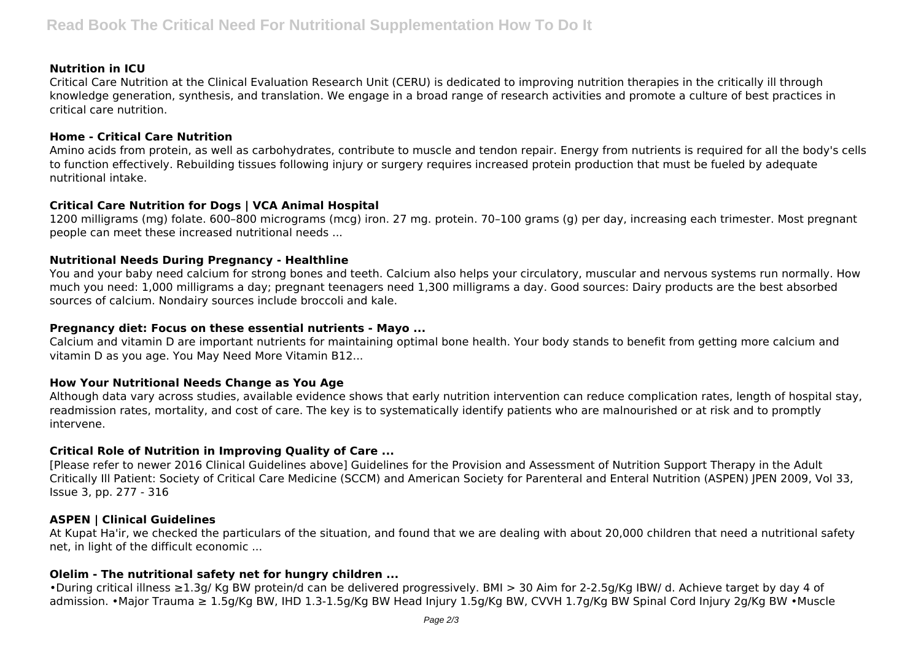### Nutrition in ICU

Critical Care Nutrition at the Clinical Evaluation Research Unit (CERU) is dedicated to improving nutrition therapies in the critically ill through knowledge generation, synthesis, and translation. We engage in a broad range of research activities and promote a culture of best practices in critical care nutrition.

### Home - Critical Care Nutrition

Amino acids from protein, as well as carbohydrates, contribute to muscle and tendon repair. Energy from nutrients is required for all the body's cells to function effectively. Rebuilding tissues following injury or surgery requires increased protein production that must be fueled by adequate nutritional intake.

### Critical Care Nutrition for Dogs | VCA Animal Hospital

1200 milligrams (mg) folate. 600–800 micrograms (mcg) iron. 27 mg. protein. 70–100 grams (g) per day, increasing each trimester. Most pregnant people can meet these increased nutritional needs ...

### Nutritional Needs During Pregnancy - Healthline

You and your baby need calcium for strong bones and teeth. Calcium also helps your circulatory, muscular and nervous systems run normally. How much you need: 1,000 milligrams a day; pregnant teenagers need 1,300 milligrams a day. Good sources: Dairy products are the best absorbed sources of calcium. Nondairy sources include broccoli and kale.

### Pregnancy diet: Focus on these essential nutrients - Mayo ...

Calcium and vitamin D are important nutrients for maintaining optimal bone health. Your body stands to benefit from getting more calcium and vitamin D as you age. You May Need More Vitamin B12...

### How Your Nutritional Needs Change as You Age

Although data vary across studies, available evidence shows that early nutrition intervention can reduce complication rates, length of hospital stay, readmission rates, mortality, and cost of care. The key is to systematically identify patients who are malnourished or at risk and to promptly intervene.

### Critical Role of Nutrition in Improving Quality of Care ...

[Please refer to newer 2016 Clinical Guidelines above] Guidelines for the Provision and Assessment of Nutrition Support Therapy in the Adult Critically Ill Patient: Society of Critical Care Medicine (SCCM) and American Society for Parenteral and Enteral Nutrition (ASPEN) JPEN 2009, Vol 33, Issue 3, pp. 277 - 316

### ASPEN | Clinical Guidelines

At Kupat Ha'ir, we checked the particulars of the situation, and found that we are dealing with about 20,000 children that need a nutritional safety net, in light of the difficult economic ...

### Olelim - The nutritional safety net for hungry children ...

•During critical illness ≥1.3g/ Kg BW protein/d can be delivered progressively. BMI > 30 Aim for 2-2.5g/Kg IBW/ d. Achieve target by day 4 of admission. •Major Trauma ≥ 1.5g/Kg BW, IHD 1.3-1.5g/Kg BW Head Injury 1.5g/Kg BW, CVVH 1.7g/Kg BW Spinal Cord Injury 2g/Kg BW •Muscle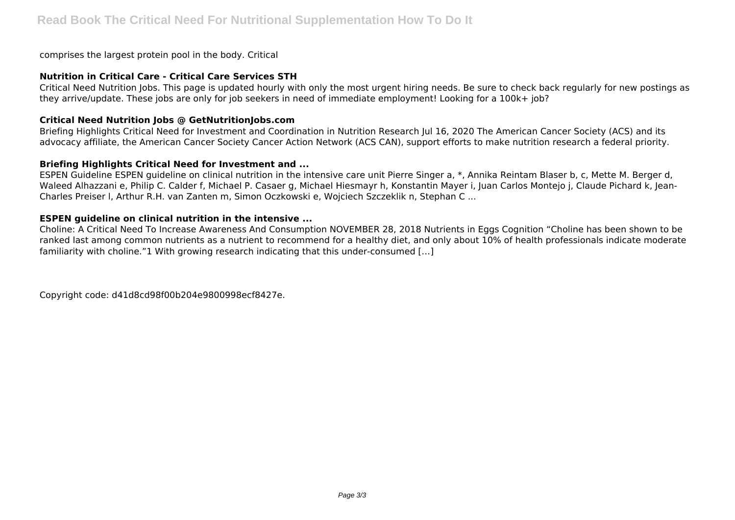comprises the largest protein pool in the body. Critical

**Nutrition in Critical Care - Critical Care Services STH**

Critical Need Nutrition Jobs. This page is updated hourly with only the most urgent hiring needs. Be sure to check back regularly for new postings as they arrive/update. These jobs are only for job seekers in need of immediate employment! Looking for a 100k+ job?

**Critical Need Nutrition Jobs @ GetNutritionJobs.com**

Briefing Highlights Critical Need for Investment and Coordination in Nutrition Research Jul 16, 2020 The American Cancer Society (ACS) and its advocacy affiliate, the American Cancer Society Cancer Action Network (ACS CAN), support efforts to make nutrition research a federal priority.

**Briefing Highlights Critical Need for Investment and ...**

ESPEN Guideline ESPEN guideline on clinical nutrition in the intensive care unit Pierre Singer a, *, Annika Reintam Blaser b, c, Mette M. Berger d, Waleed Alhazzani e, Philip C. Calder f, Michael P. Casaer g, Michael Hiesmayr h, Konstantin Mayer i, Juan Carlos Montejo j, Claude Pichard k, Jean-Charles Preiser l, Arthur R.H. van Zanten m, Simon Oczkowski e, Wojciech Szczeklik n, Stephan C ...

**ESPEN guideline on clinical nutrition in the intensive ...**

Choline: A Critical Need To Increase Awareness And Consumption NOVEMBER 28, 2018 Nutrients in Eggs Cognition "Choline has been shown to be ranked last among common nutrients as a nutrient to recommend for a healthy diet, and only about 10% of health professionals indicate moderate familiarity with choline."1 With growing research indicating that this under-consumed […]

Copyright code: d41d8cd98f00b204e9800998ecf8427e.